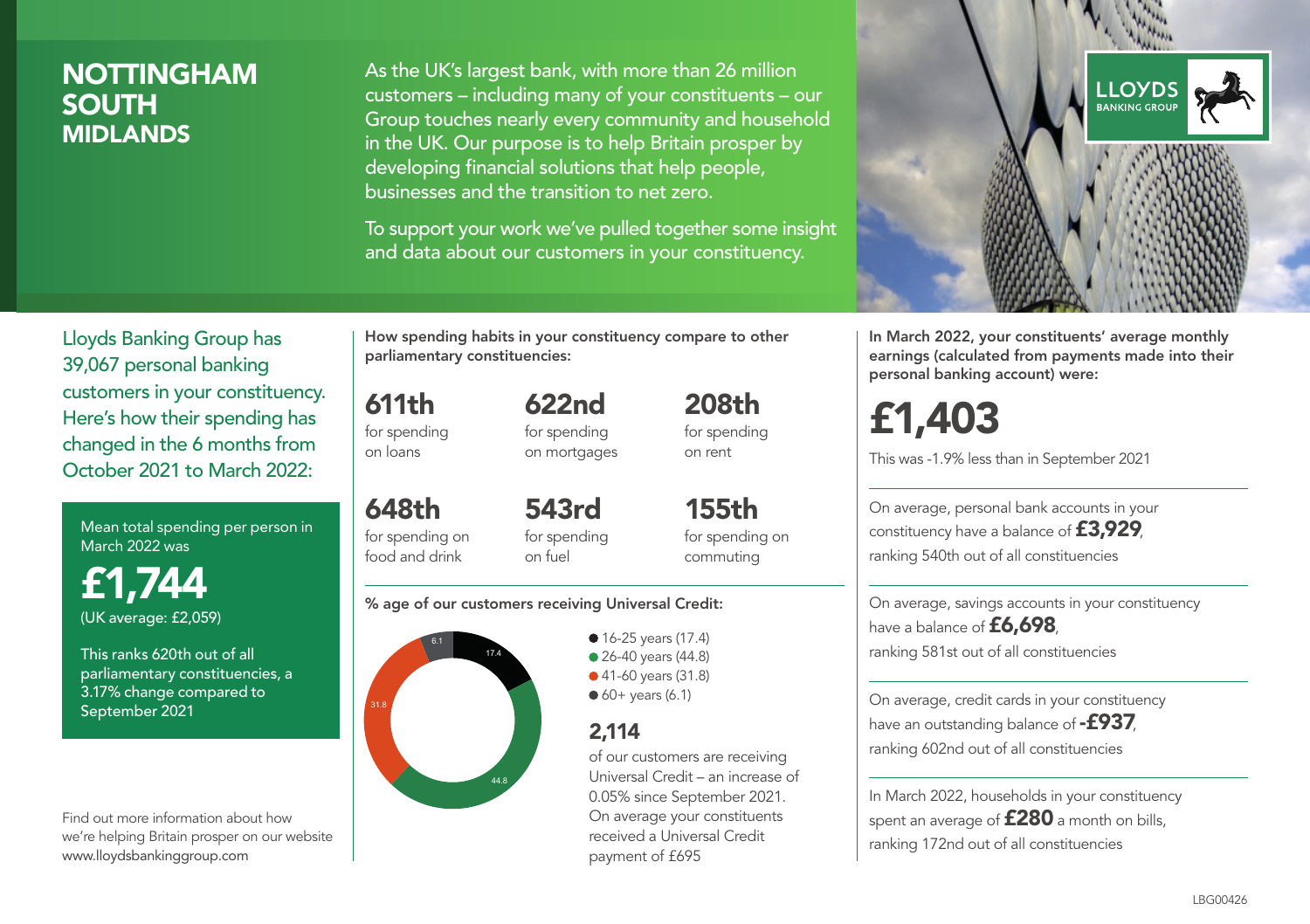# NOTTINGHAM SOUTH
## MIDLANDS

As the UK's largest bank, with more than 26 million customers – including many of your constituents – our Group touches nearly every community and household in the UK. Our purpose is to help Britain prosper by developing financial solutions that help people, businesses and the transition to net zero.

To support your work we've pulled together some insight and data about our customers in your constituency.

LLOYDS BANKING GROUP

Lloyds Banking Group has 39,067 personal banking customers in your constituency. Here's how their spending has changed in the 6 months from October 2021 to March 2022:

Mean total spending per person in March 2022 was

**£1,744**
(UK average: £2,059)

This ranks 620th out of all parliamentary constituencies, a 3.17% change compared to September 2021

Find out more information about how we're helping Britain prosper on our website www.lloydsbankinggroup.com

**How spending habits in your constituency compare to other parliamentary constituencies:**

**611th** for spending on loans

**622nd** for spending on mortgages

**208th** for spending on rent

**648th** for spending on food and drink

**543rd** for spending on fuel

**155th** for spending on commuting

**% age of our customers receiving Universal Credit:**

- 16-25 years (17.4)
- 26-40 years (44.8)
- 41-60 years (31.8)
- 60+ years (6.1)

**2,114**
of our customers are receiving Universal Credit – an increase of 0.05% since September 2021. On average your constituents received a Universal Credit payment of £695

**In March 2022, your constituents' average monthly earnings (calculated from payments made into their personal banking account) were:**

**£1,403**

This was -1.9% less than in September 2021

On average, personal bank accounts in your constituency have a balance of **£3,929**, ranking 540th out of all constituencies

On average, savings accounts in your constituency have a balance of **£6,698**, ranking 581st out of all constituencies

On average, credit cards in your constituency have an outstanding balance of **-£937**, ranking 602nd out of all constituencies

In March 2022, households in your constituency spent an average of **£280** a month on bills, ranking 172nd out of all constituencies

LBG00426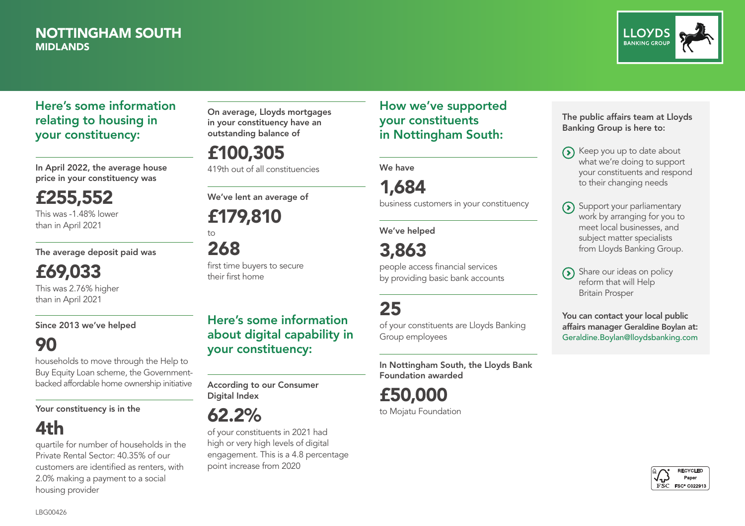# NOTTINGHAM SOUTH
## MIDLANDS

## Here's some information relating to housing in your constituency:

**In April 2022, the average house price in your constituency was**

**£255,552**

This was -1.48% lower than in April 2021

**The average deposit paid was**

**£69,033**

This was 2.76% higher than in April 2021

**Since 2013 we've helped**

**90**

households to move through the Help to Buy Equity Loan scheme, the Government-backed affordable home ownership initiative

**Your constituency is in the**

**4th**

quartile for number of households in the Private Rental Sector: 40.35% of our customers are identified as renters, with 2.0% making a payment to a social housing provider

**On average, Lloyds mortgages in your constituency have an outstanding balance of**

**£100,305**

419th out of all constituencies

**We've lent an average of**

**£179,810**

to

**268**

first time buyers to secure their first home

## Here's some information about digital capability in your constituency:

**According to our Consumer Digital Index**

**62.2%**

of your constituents in 2021 had high or very high levels of digital engagement. This is a 4.8 percentage point increase from 2020

## How we've supported your constituents in Nottingham South:

**We have**

**1,684**

business customers in your constituency

**We've helped**

**3,863**

people access financial services by providing basic bank accounts

**25**

of your constituents are Lloyds Banking Group employees

**In Nottingham South, the Lloyds Bank Foundation awarded**

**£50,000**

to Mojatu Foundation

**The public affairs team at Lloyds Banking Group is here to:**

- Keep you up to date about what we're doing to support your constituents and respond to their changing needs
- Support your parliamentary work by arranging for you to meet local businesses, and subject matter specialists from Lloyds Banking Group.
- Share our ideas on policy reform that will Help Britain Prosper

**You can contact your local public affairs manager Geraldine Boylan at:**
Geraldine.Boylan@lloydsbanking.com

LBG00426